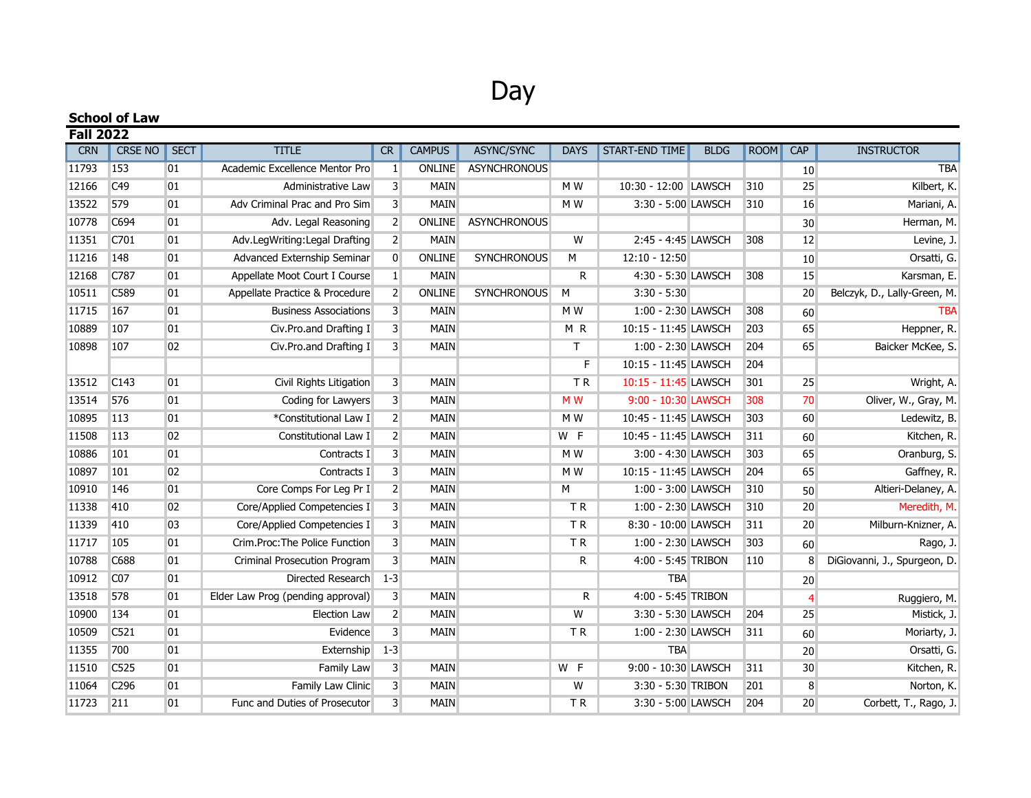# Day

**School of Law**

**Fall 2022**

| CRN | CRSE NO | SECT | TITLE | CR | CAMPUS | ASYNC/SYNC | DAYS | START-END TIME | BLDG | ROOM | CAP | INSTRUCTOR |
|---|---|---|---|---|---|---|---|---|---|---|---|---|
| 11793 | 153 | 01 | Academic Excellence Mentor Pro | 1 | ONLINE | ASYNCHRONOUS | | | | | 10 | TBA |
| 12166 | C49 | 01 | Administrative Law | 3 | MAIN | | M W | 10:30 - 12:00 | LAWSCH | 310 | 25 | Kilbert, K. |
| 13522 | 579 | 01 | Adv Criminal Prac and Pro Sim | 3 | MAIN | | M W | 3:30 - 5:00 | LAWSCH | 310 | 16 | Mariani, A. |
| 10778 | C694 | 01 | Adv. Legal Reasoning | 2 | ONLINE | ASYNCHRONOUS | | | | | 30 | Herman, M. |
| 11351 | C701 | 01 | Adv.LegWriting:Legal Drafting | 2 | MAIN | | W | 2:45 - 4:45 | LAWSCH | 308 | 12 | Levine, J. |
| 11216 | 148 | 01 | Advanced Externship Seminar | 0 | ONLINE | SYNCHRONOUS | M | 12:10 - 12:50 | | | 10 | Orsatti, G. |
| 12168 | C787 | 01 | Appellate Moot Court I Course | 1 | MAIN | | R | 4:30 - 5:30 | LAWSCH | 308 | 15 | Karsman, E. |
| 10511 | C589 | 01 | Appellate Practice & Procedure | 2 | ONLINE | SYNCHRONOUS | M | 3:30 - 5:30 | | | 20 | Belczyk, D., Lally-Green, M. |
| 11715 | 167 | 01 | Business Associations | 3 | MAIN | | M W | 1:00 - 2:30 | LAWSCH | 308 | 60 | TBA |
| 10889 | 107 | 01 | Civ.Pro.and Drafting I | 3 | MAIN | | M R | 10:15 - 11:45 | LAWSCH | 203 | 65 | Heppner, R. |
| 10898 | 107 | 02 | Civ.Pro.and Drafting I | 3 | MAIN | | T | 1:00 - 2:30 | LAWSCH | 204 | 65 | Baicker McKee, S. |
| | | | | | | | F | 10:15 - 11:45 | LAWSCH | 204 | | |
| 13512 | C143 | 01 | Civil Rights Litigation | 3 | MAIN | | T R | 10:15 - 11:45 | LAWSCH | 301 | 25 | Wright, A. |
| 13514 | 576 | 01 | Coding for Lawyers | 3 | MAIN | | M W | 9:00 - 10:30 | LAWSCH | 308 | 70 | Oliver, W., Gray, M. |
| 10895 | 113 | 01 | *Constitutional Law I | 2 | MAIN | | M W | 10:45 - 11:45 | LAWSCH | 303 | 60 | Ledewitz, B. |
| 11508 | 113 | 02 | Constitutional Law I | 2 | MAIN | | W F | 10:45 - 11:45 | LAWSCH | 311 | 60 | Kitchen, R. |
| 10886 | 101 | 01 | Contracts I | 3 | MAIN | | M W | 3:00 - 4:30 | LAWSCH | 303 | 65 | Oranburg, S. |
| 10897 | 101 | 02 | Contracts I | 3 | MAIN | | M W | 10:15 - 11:45 | LAWSCH | 204 | 65 | Gaffney, R. |
| 10910 | 146 | 01 | Core Comps For Leg Pr I | 2 | MAIN | | M | 1:00 - 3:00 | LAWSCH | 310 | 50 | Altieri-Delaney, A. |
| 11338 | 410 | 02 | Core/Applied Competencies I | 3 | MAIN | | T R | 1:00 - 2:30 | LAWSCH | 310 | 20 | Meredith, M. |
| 11339 | 410 | 03 | Core/Applied Competencies I | 3 | MAIN | | T R | 8:30 - 10:00 | LAWSCH | 311 | 20 | Milburn-Knizner, A. |
| 11717 | 105 | 01 | Crim.Proc:The Police Function | 3 | MAIN | | T R | 1:00 - 2:30 | LAWSCH | 303 | 60 | Rago, J. |
| 10788 | C688 | 01 | Criminal Prosecution Program | 3 | MAIN | | R | 4:00 - 5:45 | TRIBON | 110 | 8 | DiGiovanni, J., Spurgeon, D. |
| 10912 | C07 | 01 | Directed Research | 1-3 | | | | TBA | | | 20 | |
| 13518 | 578 | 01 | Elder Law Prog (pending approval) | 3 | MAIN | | R | 4:00 - 5:45 | TRIBON | | 4 | Ruggiero, M. |
| 10900 | 134 | 01 | Election Law | 2 | MAIN | | W | 3:30 - 5:30 | LAWSCH | 204 | 25 | Mistick, J. |
| 10509 | C521 | 01 | Evidence | 3 | MAIN | | T R | 1:00 - 2:30 | LAWSCH | 311 | 60 | Moriarty, J. |
| 11355 | 700 | 01 | Externship | 1-3 | | | | TBA | | | 20 | Orsatti, G. |
| 11510 | C525 | 01 | Family Law | 3 | MAIN | | W F | 9:00 - 10:30 | LAWSCH | 311 | 30 | Kitchen, R. |
| 11064 | C296 | 01 | Family Law Clinic | 3 | MAIN | | W | 3:30 - 5:30 | TRIBON | 201 | 8 | Norton, K. |
| 11723 | 211 | 01 | Func and Duties of Prosecutor | 3 | MAIN | | T R | 3:30 - 5:00 | LAWSCH | 204 | 20 | Corbett, T., Rago, J. |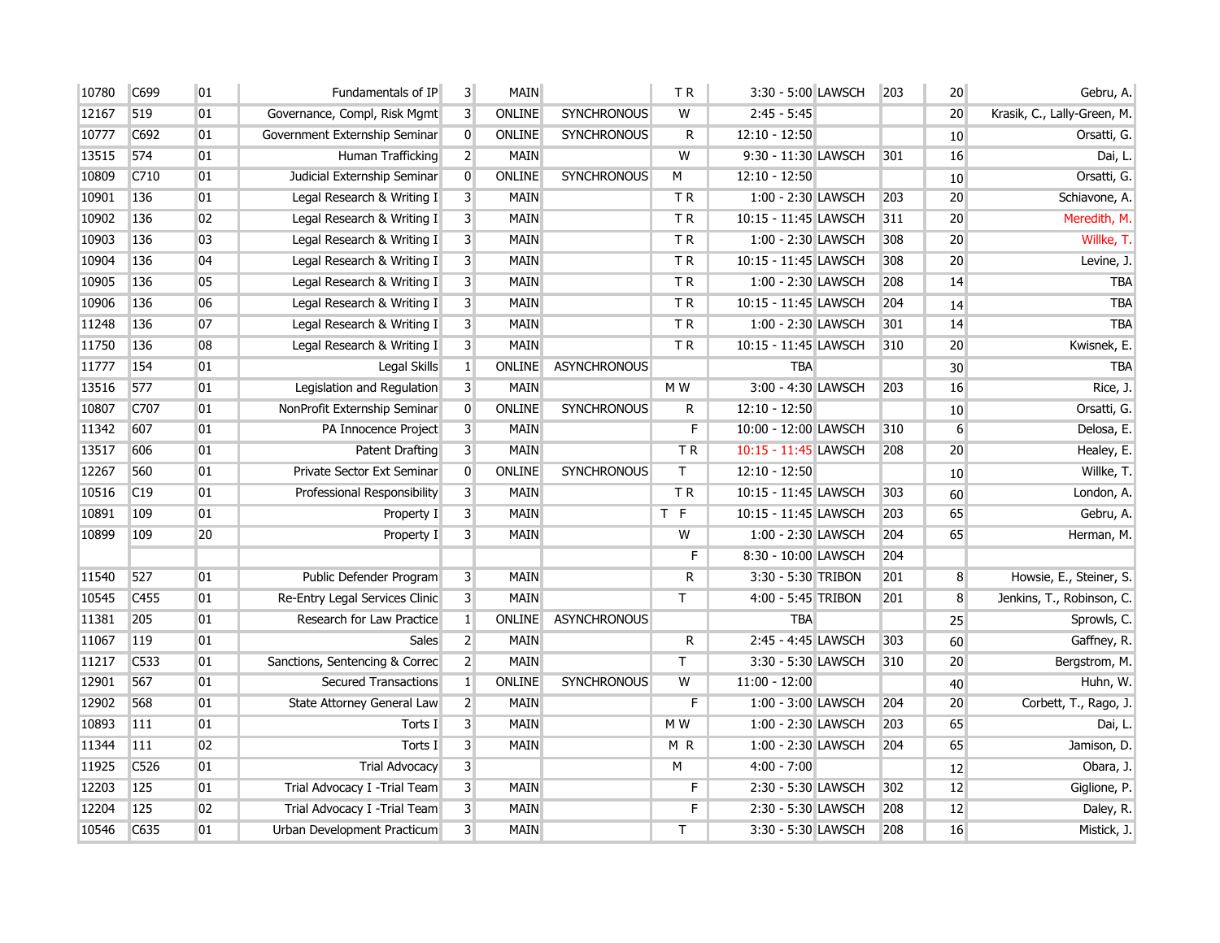| | | | | | | | | | | | | |
|---|---|---|---|---|---|---|---|---|---|---|---|---|
| 10780 | C699 | 01 | Fundamentals of IP | 3 | MAIN | | T R | 3:30 - 5:00 | LAWSCH | 203 | 20 | Gebru, A. |
| 12167 | 519 | 01 | Governance, Compl, Risk Mgmt | 3 | ONLINE | SYNCHRONOUS | W | 2:45 - 5:45 | | | 20 | Krasik, C., Lally-Green, M. |
| 10777 | C692 | 01 | Government Externship Seminar | 0 | ONLINE | SYNCHRONOUS | R | 12:10 - 12:50 | | | 10 | Orsatti, G. |
| 13515 | 574 | 01 | Human Trafficking | 2 | MAIN | | W | 9:30 - 11:30 | LAWSCH | 301 | 16 | Dai, L. |
| 10809 | C710 | 01 | Judicial Externship Seminar | 0 | ONLINE | SYNCHRONOUS | M | 12:10 - 12:50 | | | 10 | Orsatti, G. |
| 10901 | 136 | 01 | Legal Research & Writing I | 3 | MAIN | | T R | 1:00 - 2:30 | LAWSCH | 203 | 20 | Schiavone, A. |
| 10902 | 136 | 02 | Legal Research & Writing I | 3 | MAIN | | T R | 10:15 - 11:45 | LAWSCH | 311 | 20 | Meredith, M. |
| 10903 | 136 | 03 | Legal Research & Writing I | 3 | MAIN | | T R | 1:00 - 2:30 | LAWSCH | 308 | 20 | Willke, T. |
| 10904 | 136 | 04 | Legal Research & Writing I | 3 | MAIN | | T R | 10:15 - 11:45 | LAWSCH | 308 | 20 | Levine, J. |
| 10905 | 136 | 05 | Legal Research & Writing I | 3 | MAIN | | T R | 1:00 - 2:30 | LAWSCH | 208 | 14 | TBA |
| 10906 | 136 | 06 | Legal Research & Writing I | 3 | MAIN | | T R | 10:15 - 11:45 | LAWSCH | 204 | 14 | TBA |
| 11248 | 136 | 07 | Legal Research & Writing I | 3 | MAIN | | T R | 1:00 - 2:30 | LAWSCH | 301 | 14 | TBA |
| 11750 | 136 | 08 | Legal Research & Writing I | 3 | MAIN | | T R | 10:15 - 11:45 | LAWSCH | 310 | 20 | Kwisnek, E. |
| 11777 | 154 | 01 | Legal Skills | 1 | ONLINE | ASYNCHRONOUS | | TBA | | | 30 | TBA |
| 13516 | 577 | 01 | Legislation and Regulation | 3 | MAIN | | M W | 3:00 - 4:30 | LAWSCH | 203 | 16 | Rice, J. |
| 10807 | C707 | 01 | NonProfit Externship Seminar | 0 | ONLINE | SYNCHRONOUS | R | 12:10 - 12:50 | | | 10 | Orsatti, G. |
| 11342 | 607 | 01 | PA Innocence Project | 3 | MAIN | | F | 10:00 - 12:00 | LAWSCH | 310 | 6 | Delosa, E. |
| 13517 | 606 | 01 | Patent Drafting | 3 | MAIN | | T R | 10:15 - 11:45 | LAWSCH | 208 | 20 | Healey, E. |
| 12267 | 560 | 01 | Private Sector Ext Seminar | 0 | ONLINE | SYNCHRONOUS | T | 12:10 - 12:50 | | | 10 | Willke, T. |
| 10516 | C19 | 01 | Professional Responsibility | 3 | MAIN | | T R | 10:15 - 11:45 | LAWSCH | 303 | 60 | London, A. |
| 10891 | 109 | 01 | Property I | 3 | MAIN | | T F | 10:15 - 11:45 | LAWSCH | 203 | 65 | Gebru, A. |
| 10899 | 109 | 20 | Property I | 3 | MAIN | | W | 1:00 - 2:30 | LAWSCH | 204 | 65 | Herman, M. |
| | | | | | | | F | 8:30 - 10:00 | LAWSCH | 204 | | |
| 11540 | 527 | 01 | Public Defender Program | 3 | MAIN | | R | 3:30 - 5:30 | TRIBON | 201 | 8 | Howsie, E., Steiner, S. |
| 10545 | C455 | 01 | Re-Entry Legal Services Clinic | 3 | MAIN | | T | 4:00 - 5:45 | TRIBON | 201 | 8 | Jenkins, T., Robinson, C. |
| 11381 | 205 | 01 | Research for Law Practice | 1 | ONLINE | ASYNCHRONOUS | | TBA | | | 25 | Sprowls, C. |
| 11067 | 119 | 01 | Sales | 2 | MAIN | | R | 2:45 - 4:45 | LAWSCH | 303 | 60 | Gaffney, R. |
| 11217 | C533 | 01 | Sanctions, Sentencing & Correc | 2 | MAIN | | T | 3:30 - 5:30 | LAWSCH | 310 | 20 | Bergstrom, M. |
| 12901 | 567 | 01 | Secured Transactions | 1 | ONLINE | SYNCHRONOUS | W | 11:00 - 12:00 | | | 40 | Huhn, W. |
| 12902 | 568 | 01 | State Attorney General Law | 2 | MAIN | | F | 1:00 - 3:00 | LAWSCH | 204 | 20 | Corbett, T., Rago, J. |
| 10893 | 111 | 01 | Torts I | 3 | MAIN | | M W | 1:00 - 2:30 | LAWSCH | 203 | 65 | Dai, L. |
| 11344 | 111 | 02 | Torts I | 3 | MAIN | | M R | 1:00 - 2:30 | LAWSCH | 204 | 65 | Jamison, D. |
| 11925 | C526 | 01 | Trial Advocacy | 3 | | | M | 4:00 - 7:00 | | | 12 | Obara, J. |
| 12203 | 125 | 01 | Trial Advocacy I -Trial Team | 3 | MAIN | | F | 2:30 - 5:30 | LAWSCH | 302 | 12 | Giglione, P. |
| 12204 | 125 | 02 | Trial Advocacy I -Trial Team | 3 | MAIN | | F | 2:30 - 5:30 | LAWSCH | 208 | 12 | Daley, R. |
| 10546 | C635 | 01 | Urban Development Practicum | 3 | MAIN | | T | 3:30 - 5:30 | LAWSCH | 208 | 16 | Mistick, J. |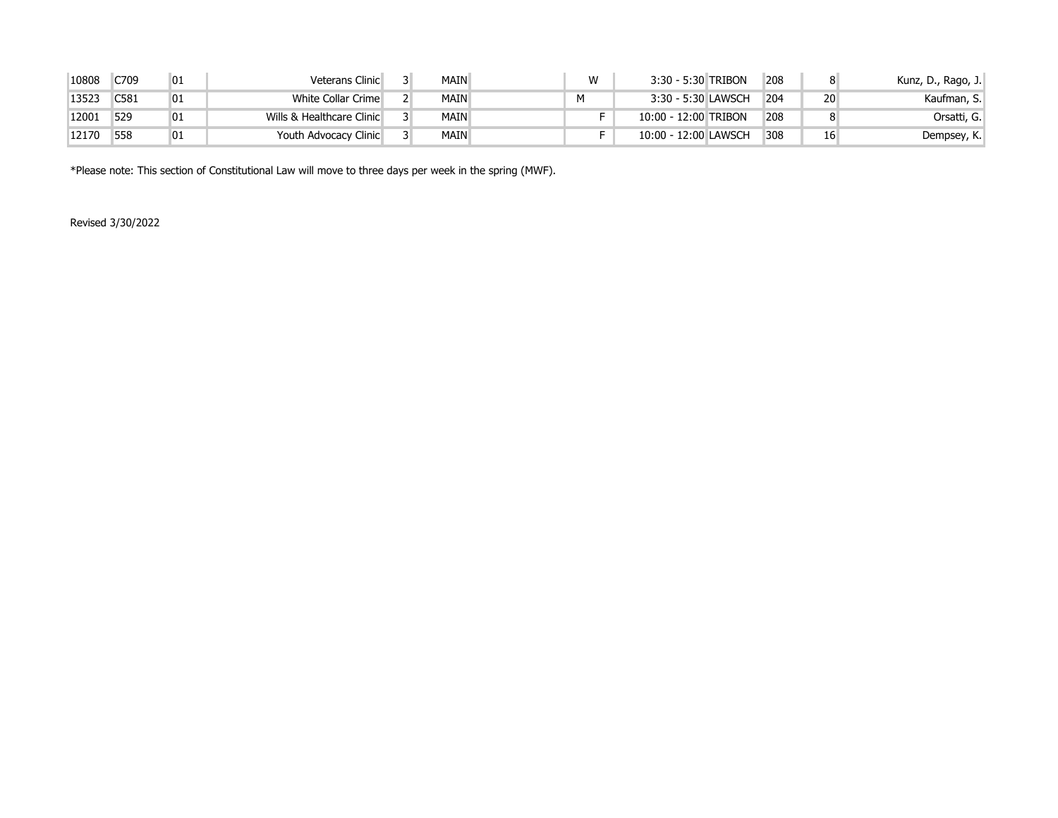| | | | | | | | | | | | | |
|---|---|---|---|---|---|---|---|---|---|---|---|---|
| 10808 | C709 | 01 | Veterans Clinic | 3 | MAIN | | W | 3:30 - 5:30 | TRIBON | 208 | 8 | Kunz, D., Rago, J. |
| 13523 | C581 | 01 | White Collar Crime | 2 | MAIN | | M | 3:30 - 5:30 | LAWSCH | 204 | 20 | Kaufman, S. |
| 12001 | 529 | 01 | Wills & Healthcare Clinic | 3 | MAIN | | F | 10:00 - 12:00 | TRIBON | 208 | 8 | Orsatti, G. |
| 12170 | 558 | 01 | Youth Advocacy Clinic | 3 | MAIN | | F | 10:00 - 12:00 | LAWSCH | 308 | 16 | Dempsey, K. |

*Please note: This section of Constitutional Law will move to three days per week in the spring (MWF).

Revised 3/30/2022